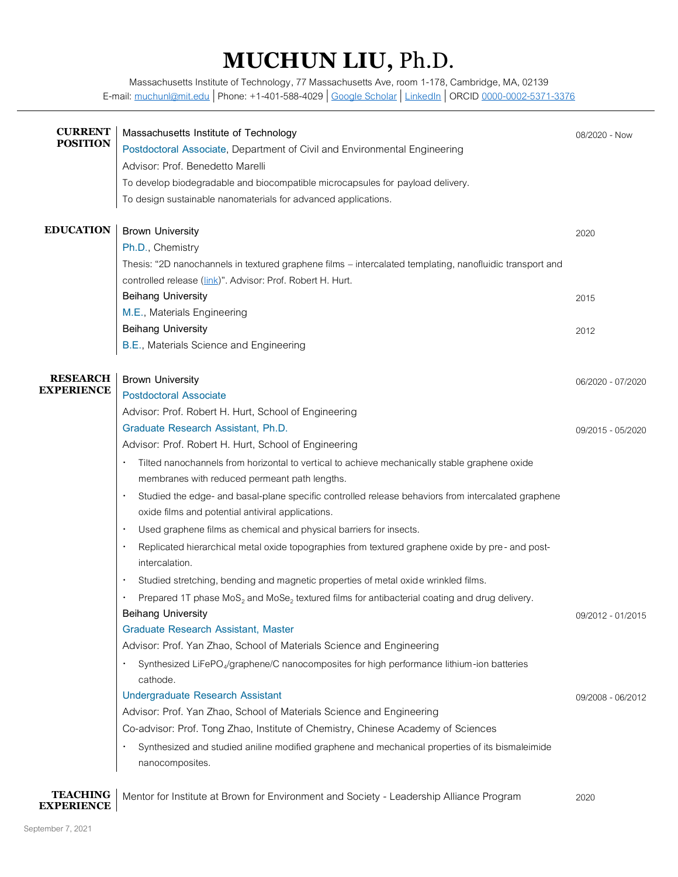# MUCHUN LIU, Ph.D.

Massachusetts Institute of Technology, 77 Massachusetts Ave, room 1-178, Cambridge, MA, 02139

E-mail: [muchunl@mit.edu](mailto:muchunl@mit.edu) | Phone: +1-401-588-4029 | Google Scholar | LinkedIn | ORCID 0000-0002-5371-3376

## CURRENT POSITION

**Massachusetts Institute of Technology** — 08/2020 - Now

Postdoctoral Associate, Department of Civil and Environmental Engineering

Advisor: Prof. Benedetto Marelli

To develop biodegradable and biocompatible microcapsules for payload delivery.

To design sustainable nanomaterials for advanced applications.

## EDUCATION

**Brown University** — 2020

Ph.D., Chemistry

Thesis: "2D nanochannels in textured graphene films – intercalated templating, nanofluidic transport and controlled release (link)". Advisor: Prof. Robert H. Hurt.

**Beihang University** — 2015

M.E., Materials Engineering

**Beihang University** — 2012

B.E., Materials Science and Engineering

## RESEARCH EXPERIENCE

**Brown University**

Postdoctoral Associate — 06/2020 - 07/2020

Advisor: Prof. Robert H. Hurt, School of Engineering

Graduate Research Assistant, Ph.D. — 09/2015 - 05/2020

Advisor: Prof. Robert H. Hurt, School of Engineering

- Tilted nanochannels from horizontal to vertical to achieve mechanically stable graphene oxide membranes with reduced permeant path lengths.
- Studied the edge- and basal-plane specific controlled release behaviors from intercalated graphene oxide films and potential antiviral applications.
- Used graphene films as chemical and physical barriers for insects.
- Replicated hierarchical metal oxide topographies from textured graphene oxide by pre- and post-intercalation.
- Studied stretching, bending and magnetic properties of metal oxide wrinkled films.
- Prepared 1T phase $MoS_2$ and $MoSe_2$ textured films for antibacterial coating and drug delivery.

**Beihang University**

Graduate Research Assistant, Master — 09/2012 - 01/2015

Advisor: Prof. Yan Zhao, School of Materials Science and Engineering

- Synthesized $LiFePO_4$/graphene/C nanocomposites for high performance lithium-ion batteries cathode.

Undergraduate Research Assistant — 09/2008 - 06/2012

Advisor: Prof. Yan Zhao, School of Materials Science and Engineering

Co-advisor: Prof. Tong Zhao, Institute of Chemistry, Chinese Academy of Sciences

- Synthesized and studied aniline modified graphene and mechanical properties of its bismaleimide nanocomposites.

## TEACHING EXPERIENCE

Mentor for Institute at Brown for Environment and Society - Leadership Alliance Program — 2020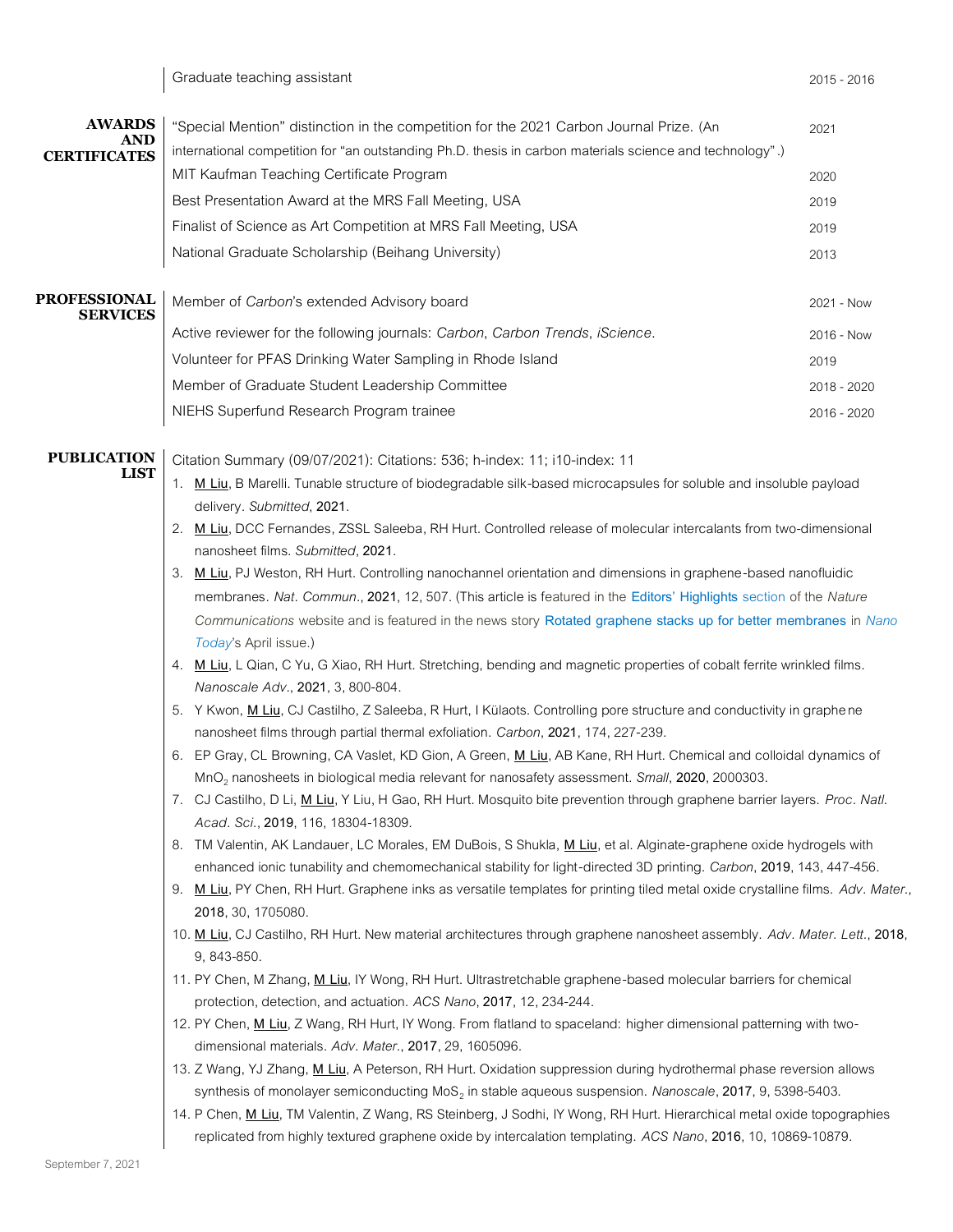Graduate teaching assistant 2015 - 2016

## AWARDS AND CERTIFICATES

- "Special Mention" distinction in the competition for the 2021 Carbon Journal Prize. (An international competition for "an outstanding Ph.D. thesis in carbon materials science and technology".) — 2021
- MIT Kaufman Teaching Certificate Program — 2020
- Best Presentation Award at the MRS Fall Meeting, USA — 2019
- Finalist of Science as Art Competition at MRS Fall Meeting, USA — 2019
- National Graduate Scholarship (Beihang University) — 2013

## PROFESSIONAL SERVICES

- Member of *Carbon*'s extended Advisory board — 2021 - Now
- Active reviewer for the following journals: *Carbon*, *Carbon Trends*, *iScience*. — 2016 - Now
- Volunteer for PFAS Drinking Water Sampling in Rhode Island — 2019
- Member of Graduate Student Leadership Committee — 2018 - 2020
- NIEHS Superfund Research Program trainee — 2016 - 2020

## PUBLICATION LIST

Citation Summary (09/07/2021): Citations: 536; h-index: 11; i10-index: 11

1. M Liu, B Marelli. Tunable structure of biodegradable silk-based microcapsules for soluble and insoluble payload delivery. *Submitted*, **2021**.
2. M Liu, DCC Fernandes, ZSSL Saleeba, RH Hurt. Controlled release of molecular intercalants from two-dimensional nanosheet films. *Submitted*, **2021**.
3. M Liu, PJ Weston, RH Hurt. Controlling nanochannel orientation and dimensions in graphene-based nanofluidic membranes. *Nat. Commun.*, **2021**, 12, 507. (This article is featured in the Editors' Highlights section of the *Nature Communications* website and is featured in the news story Rotated graphene stacks up for better membranes in *Nano Today*'s April issue.)
4. M Liu, L Qian, C Yu, G Xiao, RH Hurt. Stretching, bending and magnetic properties of cobalt ferrite wrinkled films. *Nanoscale Adv.*, **2021**, 3, 800-804.
5. Y Kwon, M Liu, CJ Castilho, Z Saleeba, R Hurt, I Külaots. Controlling pore structure and conductivity in graphene nanosheet films through partial thermal exfoliation. *Carbon*, **2021**, 174, 227-239.
6. EP Gray, CL Browning, CA Vaslet, KD Gion, A Green, M Liu, AB Kane, RH Hurt. Chemical and colloidal dynamics of $MnO_2$ nanosheets in biological media relevant for nanosafety assessment. *Small*, **2020**, 2000303.
7. CJ Castilho, D Li, M Liu, Y Liu, H Gao, RH Hurt. Mosquito bite prevention through graphene barrier layers. *Proc. Natl. Acad. Sci.*, **2019**, 116, 18304-18309.
8. TM Valentin, AK Landauer, LC Morales, EM DuBois, S Shukla, M Liu, et al. Alginate-graphene oxide hydrogels with enhanced ionic tunability and chemomechanical stability for light-directed 3D printing. *Carbon*, **2019**, 143, 447-456.
9. M Liu, PY Chen, RH Hurt. Graphene inks as versatile templates for printing tiled metal oxide crystalline films. *Adv. Mater.*, **2018**, 30, 1705080.
10. M Liu, CJ Castilho, RH Hurt. New material architectures through graphene nanosheet assembly. *Adv. Mater. Lett.*, **2018**, 9, 843-850.
11. PY Chen, M Zhang, M Liu, IY Wong, RH Hurt. Ultrastretchable graphene-based molecular barriers for chemical protection, detection, and actuation. *ACS Nano*, **2017**, 12, 234-244.
12. PY Chen, M Liu, Z Wang, RH Hurt, IY Wong. From flatland to spaceland: higher dimensional patterning with two-dimensional materials. *Adv. Mater.*, **2017**, 29, 1605096.
13. Z Wang, YJ Zhang, M Liu, A Peterson, RH Hurt. Oxidation suppression during hydrothermal phase reversion allows synthesis of monolayer semiconducting $MoS_2$ in stable aqueous suspension. *Nanoscale*, **2017**, 9, 5398-5403.
14. P Chen, M Liu, TM Valentin, Z Wang, RS Steinberg, J Sodhi, IY Wong, RH Hurt. Hierarchical metal oxide topographies replicated from highly textured graphene oxide by intercalation templating. *ACS Nano*, **2016**, 10, 10869-10879.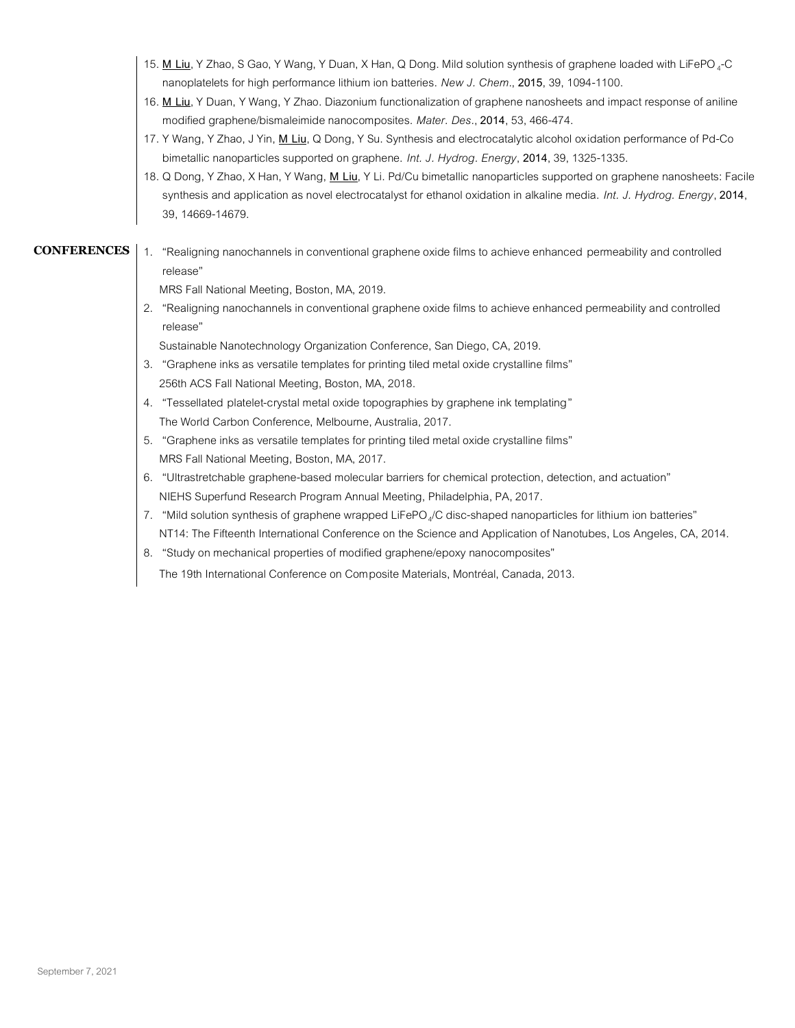15. M Liu, Y Zhao, S Gao, Y Wang, Y Duan, X Han, Q Dong. Mild solution synthesis of graphene loaded with $LiFePO_4$-C nanoplatelets for high performance lithium ion batteries. *New J. Chem*., **2015**, 39, 1094-1100.
16. M Liu, Y Duan, Y Wang, Y Zhao. Diazonium functionalization of graphene nanosheets and impact response of aniline modified graphene/bismaleimide nanocomposites. *Mater. Des*., **2014**, 53, 466-474.
17. Y Wang, Y Zhao, J Yin, M Liu, Q Dong, Y Su. Synthesis and electrocatalytic alcohol oxidation performance of Pd-Co bimetallic nanoparticles supported on graphene. *Int. J. Hydrog. Energy*, **2014**, 39, 1325-1335.
18. Q Dong, Y Zhao, X Han, Y Wang, M Liu, Y Li. Pd/Cu bimetallic nanoparticles supported on graphene nanosheets: Facile synthesis and application as novel electrocatalyst for ethanol oxidation in alkaline media. *Int. J. Hydrog. Energy*, **2014**, 39, 14669-14679.

## CONFERENCES

1. "Realigning nanochannels in conventional graphene oxide films to achieve enhanced permeability and controlled release"
   MRS Fall National Meeting, Boston, MA, 2019.
2. "Realigning nanochannels in conventional graphene oxide films to achieve enhanced permeability and controlled release"
   Sustainable Nanotechnology Organization Conference, San Diego, CA, 2019.
3. "Graphene inks as versatile templates for printing tiled metal oxide crystalline films"
   256th ACS Fall National Meeting, Boston, MA, 2018.
4. "Tessellated platelet-crystal metal oxide topographies by graphene ink templating"
   The World Carbon Conference, Melbourne, Australia, 2017.
5. "Graphene inks as versatile templates for printing tiled metal oxide crystalline films"
   MRS Fall National Meeting, Boston, MA, 2017.
6. "Ultrastretchable graphene-based molecular barriers for chemical protection, detection, and actuation"
   NIEHS Superfund Research Program Annual Meeting, Philadelphia, PA, 2017.
7. "Mild solution synthesis of graphene wrapped $LiFePO_4$/C disc-shaped nanoparticles for lithium ion batteries"
   NT14: The Fifteenth International Conference on the Science and Application of Nanotubes, Los Angeles, CA, 2014.
8. "Study on mechanical properties of modified graphene/epoxy nanocomposites"
   The 19th International Conference on Composite Materials, Montréal, Canada, 2013.